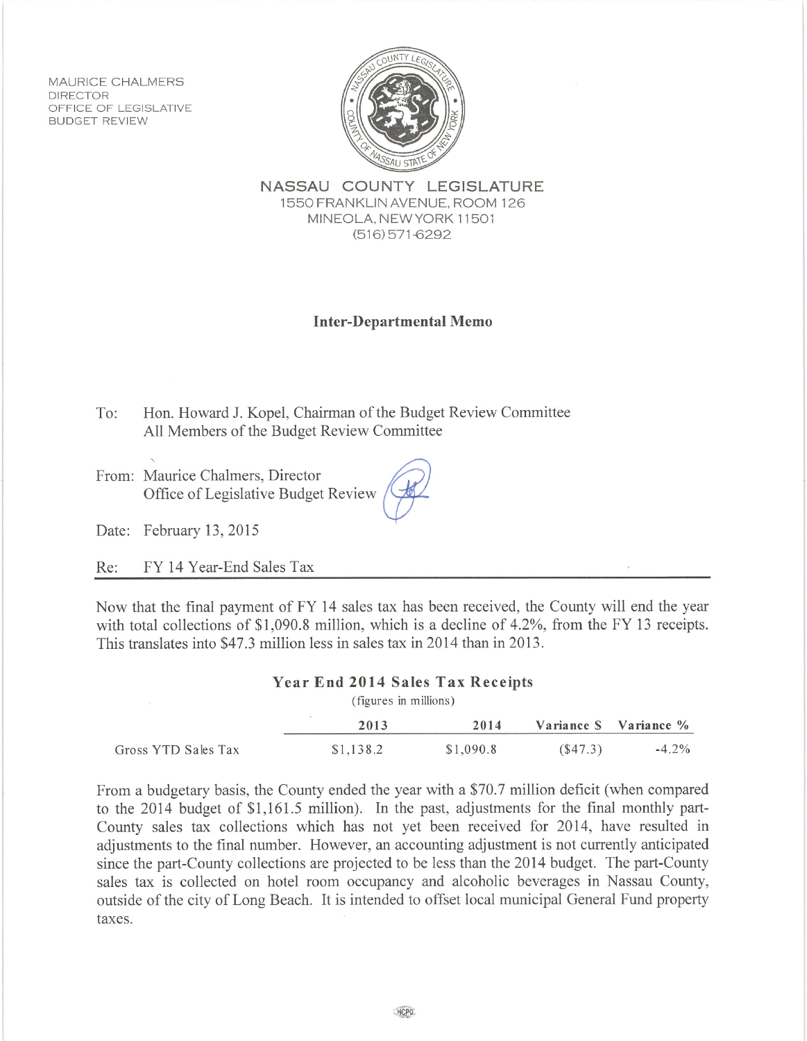MAURICE CHALMERS
DIRECTOR
OFFICE OF LEGISLATIVE
BUDGET REVIEW

NASSAU COUNTY LEGISLATURE
1550 FRANKLIN AVENUE, ROOM 126
MINEOLA, NEW YORK 11501
(516) 571-6292

## Inter-Departmental Memo

To: Hon. Howard J. Kopel, Chairman of the Budget Review Committee
All Members of the Budget Review Committee

From: Maurice Chalmers, Director
Office of Legislative Budget Review

Date: February 13, 2015

Re: FY 14 Year-End Sales Tax

Now that the final payment of FY 14 sales tax has been received, the County will end the year with total collections of $1,090.8 million, which is a decline of 4.2%, from the FY 13 receipts. This translates into $47.3 million less in sales tax in 2014 than in 2013.

**Year End 2014 Sales Tax Receipts**
(figures in millions)

| | 2013 | 2014 | Variance $ | Variance % |
|---|---|---|---|---|
| Gross YTD Sales Tax | $1,138.2 | $1,090.8 | ($47.3) | -4.2% |

From a budgetary basis, the County ended the year with a $70.7 million deficit (when compared to the 2014 budget of $1,161.5 million). In the past, adjustments for the final monthly part-County sales tax collections which has not yet been received for 2014, have resulted in adjustments to the final number. However, an accounting adjustment is not currently anticipated since the part-County collections are projected to be less than the 2014 budget. The part-County sales tax is collected on hotel room occupancy and alcoholic beverages in Nassau County, outside of the city of Long Beach. It is intended to offset local municipal General Fund property taxes.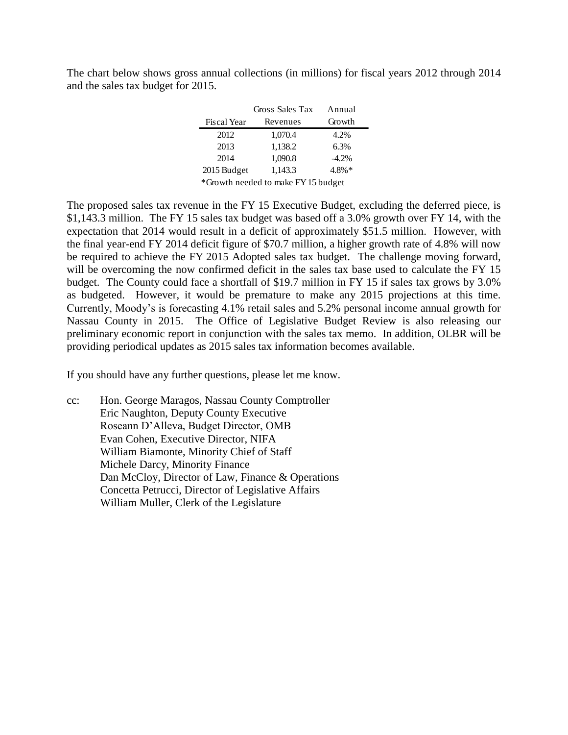The chart below shows gross annual collections (in millions) for fiscal years 2012 through 2014 and the sales tax budget for 2015.

| Fiscal Year | Gross Sales Tax Revenues | Annual Growth |
|---|---|---|
| 2012 | 1,070.4 | 4.2% |
| 2013 | 1,138.2 | 6.3% |
| 2014 | 1,090.8 | -4.2% |
| 2015 Budget | 1,143.3 | 4.8%* |

*Growth needed to make FY 15 budget

The proposed sales tax revenue in the FY 15 Executive Budget, excluding the deferred piece, is $1,143.3 million. The FY 15 sales tax budget was based off a 3.0% growth over FY 14, with the expectation that 2014 would result in a deficit of approximately $51.5 million. However, with the final year-end FY 2014 deficit figure of $70.7 million, a higher growth rate of 4.8% will now be required to achieve the FY 2015 Adopted sales tax budget. The challenge moving forward, will be overcoming the now confirmed deficit in the sales tax base used to calculate the FY 15 budget. The County could face a shortfall of $19.7 million in FY 15 if sales tax grows by 3.0% as budgeted. However, it would be premature to make any 2015 projections at this time. Currently, Moody's is forecasting 4.1% retail sales and 5.2% personal income annual growth for Nassau County in 2015. The Office of Legislative Budget Review is also releasing our preliminary economic report in conjunction with the sales tax memo. In addition, OLBR will be providing periodical updates as 2015 sales tax information becomes available.

If you should have any further questions, please let me know.

cc: Hon. George Maragos, Nassau County Comptroller
Eric Naughton, Deputy County Executive
Roseann D'Alleva, Budget Director, OMB
Evan Cohen, Executive Director, NIFA
William Biamonte, Minority Chief of Staff
Michele Darcy, Minority Finance
Dan McCloy, Director of Law, Finance & Operations
Concetta Petrucci, Director of Legislative Affairs
William Muller, Clerk of the Legislature